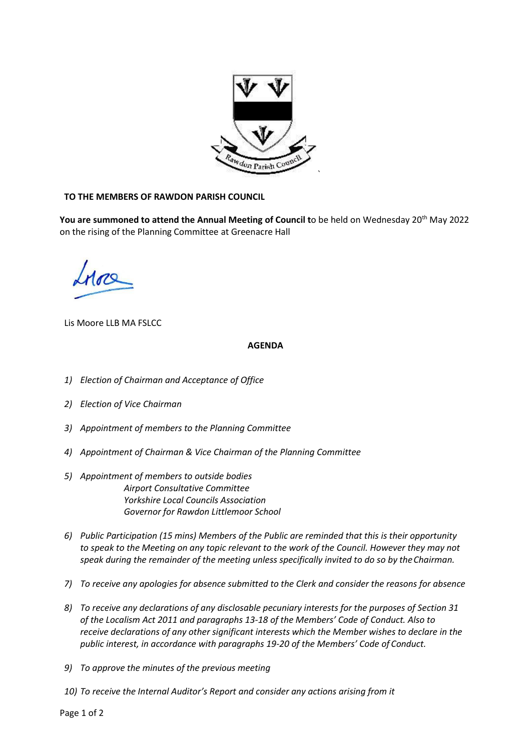**TO THE MEMBERS OF RAWDON PARISH COUNCIL**

**You are summoned to attend the Annual Meeting of Council t**o be held on Wednesday 20th May 2022 on the rising of the Planning Committee at Greenacre Hall

Lis Moore LLB MA FSLCC

**AGENDA**

1) *Election of Chairman and Acceptance of Office*
2) *Election of Vice Chairman*
3) *Appointment of members to the Planning Committee*
4) *Appointment of Chairman & Vice Chairman of the Planning Committee*
5) *Appointment of members to outside bodies*
   *Airport Consultative Committee*
   *Yorkshire Local Councils Association*
   *Governor for Rawdon Littlemoor School*
6) *Public Participation (15 mins) Members of the Public are reminded that this is their opportunity to speak to the Meeting on any topic relevant to the work of the Council. However they may not speak during the remainder of the meeting unless specifically invited to do so by the Chairman.*
7) *To receive any apologies for absence submitted to the Clerk and consider the reasons for absence*
8) *To receive any declarations of any disclosable pecuniary interests for the purposes of Section 31 of the Localism Act 2011 and paragraphs 13-18 of the Members' Code of Conduct. Also to receive declarations of any other significant interests which the Member wishes to declare in the public interest, in accordance with paragraphs 19-20 of the Members' Code of Conduct.*
9) *To approve the minutes of the previous meeting*
10) *To receive the Internal Auditor's Report and consider any actions arising from it*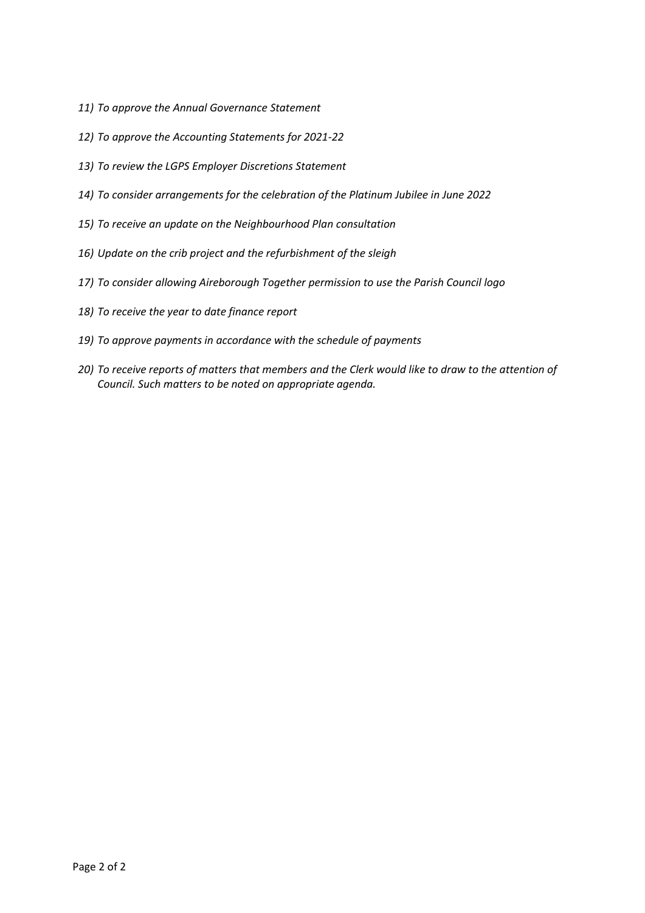11) *To approve the Annual Governance Statement*

12) *To approve the Accounting Statements for 2021-22*

13) *To review the LGPS Employer Discretions Statement*

14) *To consider arrangements for the celebration of the Platinum Jubilee in June 2022*

15) *To receive an update on the Neighbourhood Plan consultation*

16) *Update on the crib project and the refurbishment of the sleigh*

17) *To consider allowing Aireborough Together permission to use the Parish Council logo*

18) *To receive the year to date finance report*

19) *To approve payments in accordance with the schedule of payments*

20) *To receive reports of matters that members and the Clerk would like to draw to the attention of Council. Such matters to be noted on appropriate agenda.*